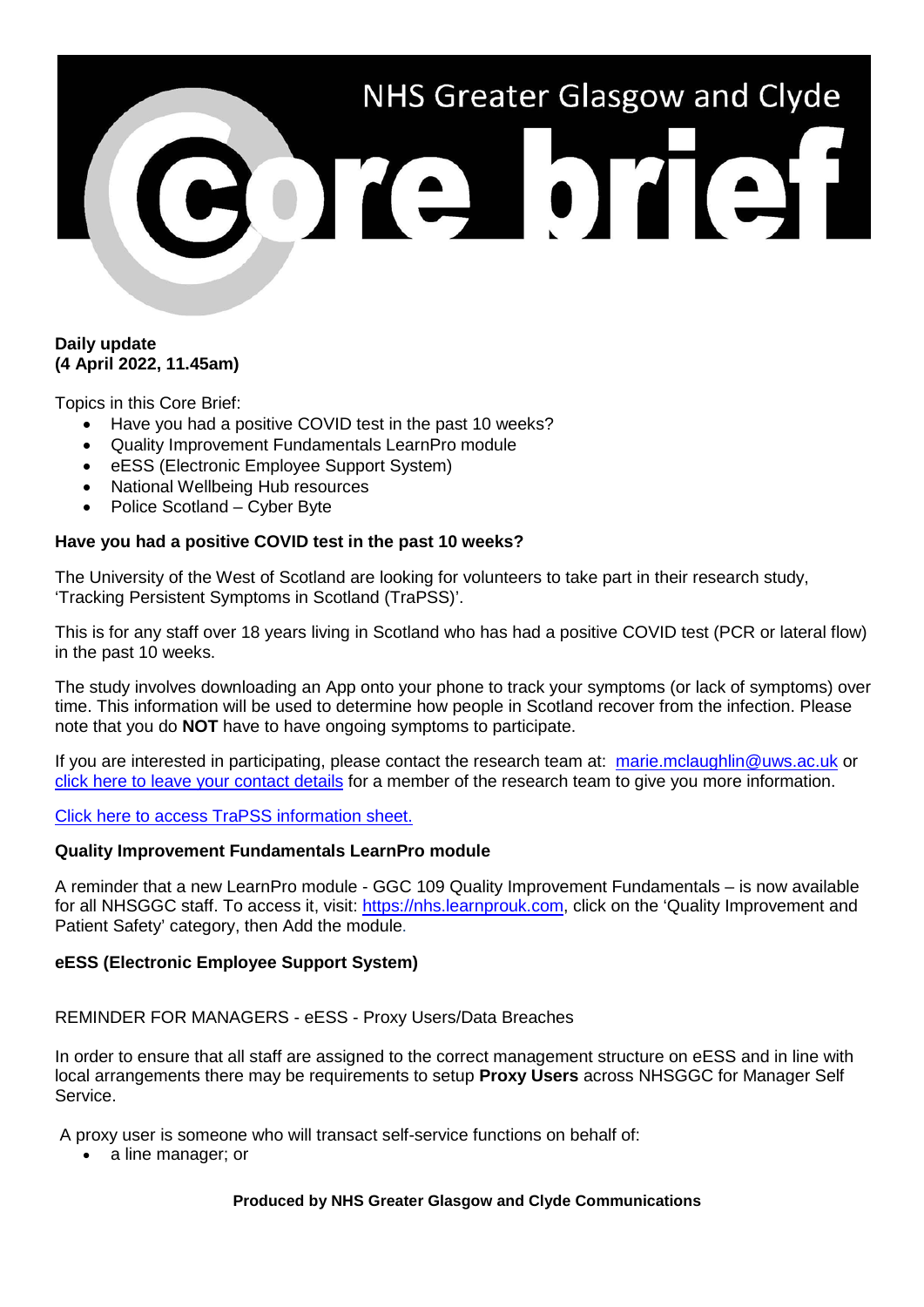# NHS Greater Glasgow and Clyde Core brief

**Daily update**
**(4 April 2022, 11.45am)**

Topics in this Core Brief:

- Have you had a positive COVID test in the past 10 weeks?
- Quality Improvement Fundamentals LearnPro module
- eESS (Electronic Employee Support System)
- National Wellbeing Hub resources
- Police Scotland – Cyber Byte

## Have you had a positive COVID test in the past 10 weeks?

The University of the West of Scotland are looking for volunteers to take part in their research study, 'Tracking Persistent Symptoms in Scotland (TraPSS)'.

This is for any staff over 18 years living in Scotland who has had a positive COVID test (PCR or lateral flow) in the past 10 weeks.

The study involves downloading an App onto your phone to track your symptoms (or lack of symptoms) over time. This information will be used to determine how people in Scotland recover from the infection. Please note that you do **NOT** have to have ongoing symptoms to participate.

If you are interested in participating, please contact the research team at: marie.mclaughlin@uws.ac.uk or click here to leave your contact details for a member of the research team to give you more information.

Click here to access TraPSS information sheet.

## Quality Improvement Fundamentals LearnPro module

A reminder that a new LearnPro module - GGC 109 Quality Improvement Fundamentals – is now available for all NHSGGC staff. To access it, visit: https://nhs.learnprouk.com, click on the 'Quality Improvement and Patient Safety' category, then Add the module.

## eESS (Electronic Employee Support System)

REMINDER FOR MANAGERS - eESS - Proxy Users/Data Breaches

In order to ensure that all staff are assigned to the correct management structure on eESS and in line with local arrangements there may be requirements to setup **Proxy Users** across NHSGGC for Manager Self Service.

A proxy user is someone who will transact self-service functions on behalf of:

- a line manager; or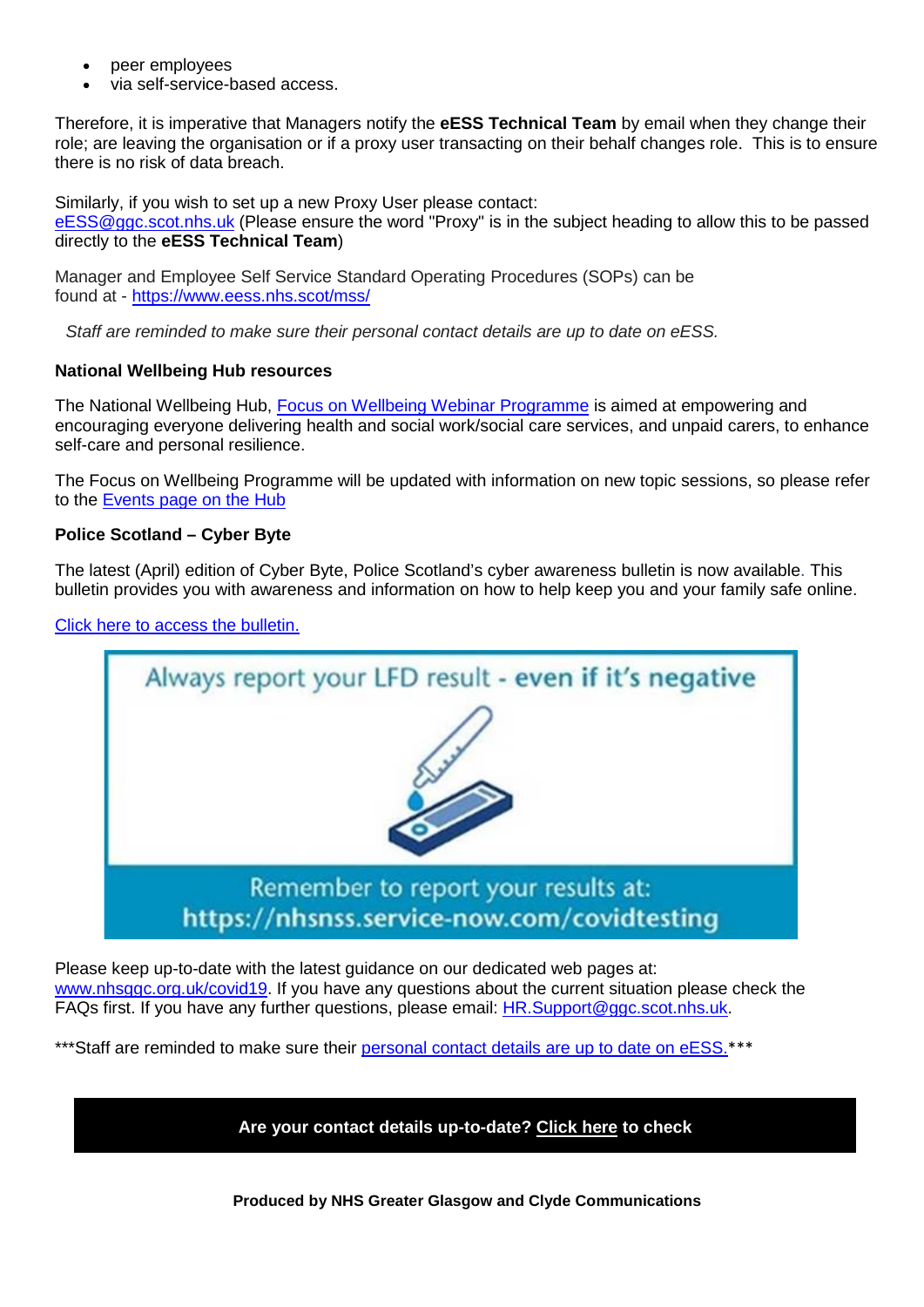- peer employees
- via self-service-based access.

Therefore, it is imperative that Managers notify the **eESS Technical Team** by email when they change their role; are leaving the organisation or if a proxy user transacting on their behalf changes role. This is to ensure there is no risk of data breach.

Similarly, if you wish to set up a new Proxy User please contact:
eESS@ggc.scot.nhs.uk (Please ensure the word "Proxy" is in the subject heading to allow this to be passed directly to the **eESS Technical Team**)

Manager and Employee Self Service Standard Operating Procedures (SOPs) can be found at - https://www.eess.nhs.scot/mss/

*Staff are reminded to make sure their personal contact details are up to date on eESS.*

**National Wellbeing Hub resources**

The National Wellbeing Hub, Focus on Wellbeing Webinar Programme is aimed at empowering and encouraging everyone delivering health and social work/social care services, and unpaid carers, to enhance self-care and personal resilience.

The Focus on Wellbeing Programme will be updated with information on new topic sessions, so please refer to the Events page on the Hub

**Police Scotland – Cyber Byte**

The latest (April) edition of Cyber Byte, Police Scotland's cyber awareness bulletin is now available. This bulletin provides you with awareness and information on how to help keep you and your family safe online.

Click here to access the bulletin.

Always report your LFD result - **even if it's negative**

Remember to report your results at:
https://nhsnss.service-now.com/covidtesting

Please keep up-to-date with the latest guidance on our dedicated web pages at: www.nhsggc.org.uk/covid19. If you have any questions about the current situation please check the FAQs first. If you have any further questions, please email: HR.Support@ggc.scot.nhs.uk.

\*\*\*Staff are reminded to make sure their personal contact details are up to date on eESS.\*\*\*

**Are your contact details up-to-date? Click here to check**

**Produced by NHS Greater Glasgow and Clyde Communications**